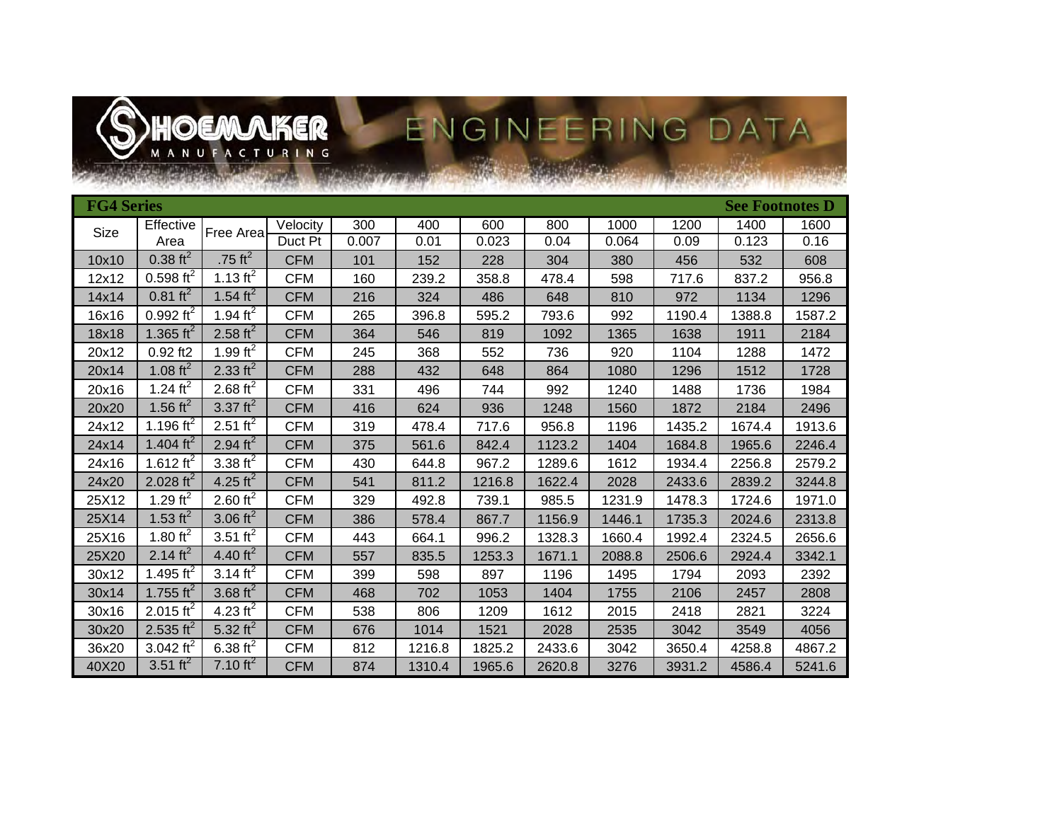# SHOEMAKER MANUFACTURING ENGINEERING DATA

## FG4 Series

See Footnotes D

| Size | Effective Area | Free Area | Velocity | 300 | 400 | 600 | 800 | 1000 | 1200 | 1400 | 1600 |
|---|---|---|---|---|---|---|---|---|---|---|---|
| | | | Duct Pt | 0.007 | 0.01 | 0.023 | 0.04 | 0.064 | 0.09 | 0.123 | 0.16 |
| 10x10 | 0.38 $ft^2$ | .75 $ft^2$ | CFM | 101 | 152 | 228 | 304 | 380 | 456 | 532 | 608 |
| 12x12 | 0.598 $ft^2$ | 1.13 $ft^2$ | CFM | 160 | 239.2 | 358.8 | 478.4 | 598 | 717.6 | 837.2 | 956.8 |
| 14x14 | 0.81 $ft^2$ | 1.54 $ft^2$ | CFM | 216 | 324 | 486 | 648 | 810 | 972 | 1134 | 1296 |
| 16x16 | 0.992 $ft^2$ | 1.94 $ft^2$ | CFM | 265 | 396.8 | 595.2 | 793.6 | 992 | 1190.4 | 1388.8 | 1587.2 |
| 18x18 | 1.365 $ft^2$ | 2.58 $ft^2$ | CFM | 364 | 546 | 819 | 1092 | 1365 | 1638 | 1911 | 2184 |
| 20x12 | 0.92 ft2 | 1.99 $ft^2$ | CFM | 245 | 368 | 552 | 736 | 920 | 1104 | 1288 | 1472 |
| 20x14 | 1.08 $ft^2$ | 2.33 $ft^2$ | CFM | 288 | 432 | 648 | 864 | 1080 | 1296 | 1512 | 1728 |
| 20x16 | 1.24 $ft^2$ | 2.68 $ft^2$ | CFM | 331 | 496 | 744 | 992 | 1240 | 1488 | 1736 | 1984 |
| 20x20 | 1.56 $ft^2$ | 3.37 $ft^2$ | CFM | 416 | 624 | 936 | 1248 | 1560 | 1872 | 2184 | 2496 |
| 24x12 | 1.196 $ft^2$ | 2.51 $ft^2$ | CFM | 319 | 478.4 | 717.6 | 956.8 | 1196 | 1435.2 | 1674.4 | 1913.6 |
| 24x14 | 1.404 $ft^2$ | 2.94 $ft^2$ | CFM | 375 | 561.6 | 842.4 | 1123.2 | 1404 | 1684.8 | 1965.6 | 2246.4 |
| 24x16 | 1.612 $ft^2$ | 3.38 $ft^2$ | CFM | 430 | 644.8 | 967.2 | 1289.6 | 1612 | 1934.4 | 2256.8 | 2579.2 |
| 24x20 | 2.028 $ft^2$ | 4.25 $ft^2$ | CFM | 541 | 811.2 | 1216.8 | 1622.4 | 2028 | 2433.6 | 2839.2 | 3244.8 |
| 25X12 | 1.29 $ft^2$ | 2.60 $ft^2$ | CFM | 329 | 492.8 | 739.1 | 985.5 | 1231.9 | 1478.3 | 1724.6 | 1971.0 |
| 25X14 | 1.53 $ft^2$ | 3.06 $ft^2$ | CFM | 386 | 578.4 | 867.7 | 1156.9 | 1446.1 | 1735.3 | 2024.6 | 2313.8 |
| 25X16 | 1.80 $ft^2$ | 3.51 $ft^2$ | CFM | 443 | 664.1 | 996.2 | 1328.3 | 1660.4 | 1992.4 | 2324.5 | 2656.6 |
| 25X20 | 2.14 $ft^2$ | 4.40 $ft^2$ | CFM | 557 | 835.5 | 1253.3 | 1671.1 | 2088.8 | 2506.6 | 2924.4 | 3342.1 |
| 30x12 | 1.495 $ft^2$ | 3.14 $ft^2$ | CFM | 399 | 598 | 897 | 1196 | 1495 | 1794 | 2093 | 2392 |
| 30x14 | 1.755 $ft^2$ | 3.68 $ft^2$ | CFM | 468 | 702 | 1053 | 1404 | 1755 | 2106 | 2457 | 2808 |
| 30x16 | 2.015 $ft^2$ | 4.23 $ft^2$ | CFM | 538 | 806 | 1209 | 1612 | 2015 | 2418 | 2821 | 3224 |
| 30x20 | 2.535 $ft^2$ | 5.32 $ft^2$ | CFM | 676 | 1014 | 1521 | 2028 | 2535 | 3042 | 3549 | 4056 |
| 36x20 | 3.042 $ft^2$ | 6.38 $ft^2$ | CFM | 812 | 1216.8 | 1825.2 | 2433.6 | 3042 | 3650.4 | 4258.8 | 4867.2 |
| 40X20 | 3.51 $ft^2$ | 7.10 $ft^2$ | CFM | 874 | 1310.4 | 1965.6 | 2620.8 | 3276 | 3931.2 | 4586.4 | 5241.6 |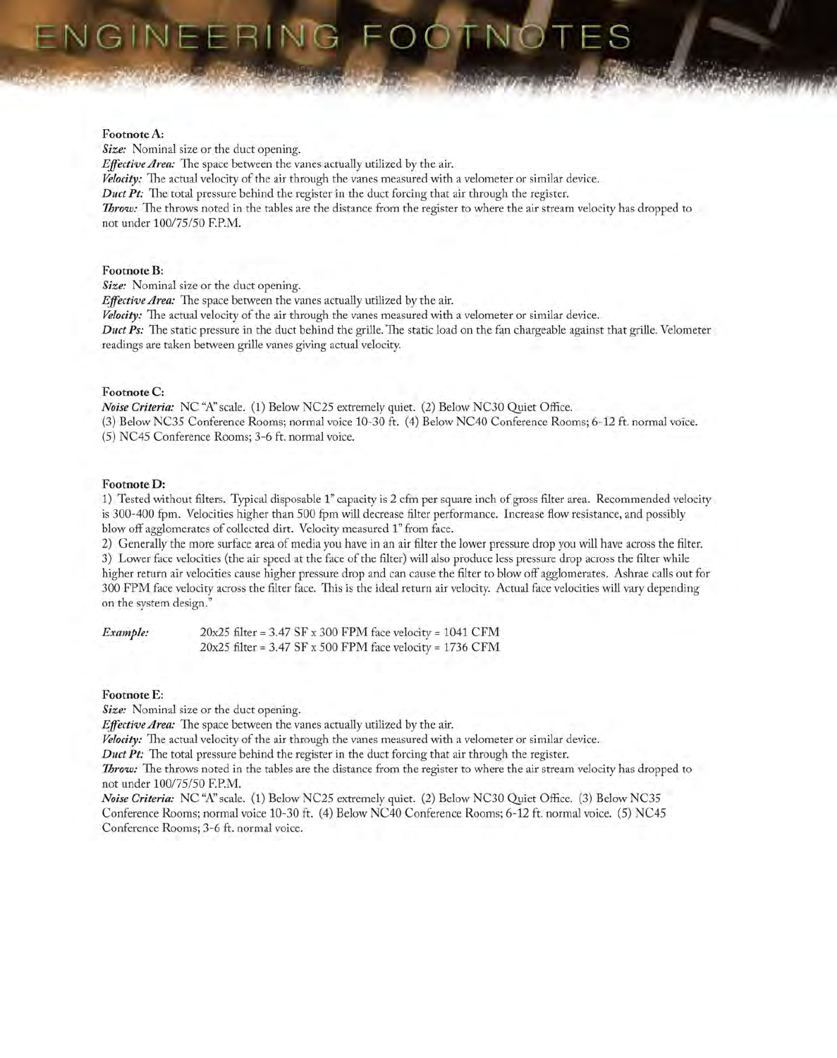# ENGINEERING FOOTNOTES

**Footnote A:**
*Size:* Nominal size or the duct opening.
*Effective Area:* The space between the vanes actually utilized by the air.
*Velocity:* The actual velocity of the air through the vanes measured with a velometer or similar device.
*Duct Pt:* The total pressure behind the register in the duct forcing that air through the register.
*Throw:* The throws noted in the tables are the distance from the register to where the air stream velocity has dropped to not under 100/75/50 F.P.M.

**Footnote B:**
*Size:* Nominal size or the duct opening.
*Effective Area:* The space between the vanes actually utilized by the air.
*Velocity:* The actual velocity of the air through the vanes measured with a velometer or similar device.
*Duct Ps:* The static pressure in the duct behind the grille. The static load on the fan chargeable against that grille. Velometer readings are taken between grille vanes giving actual velocity.

**Footnote C:**
*Noise Criteria:* NC "A" scale. (1) Below NC25 extremely quiet. (2) Below NC30 Quiet Office.
(3) Below NC35 Conference Rooms; normal voice 10-30 ft. (4) Below NC40 Conference Rooms; 6-12 ft. normal voice.
(5) NC45 Conference Rooms; 3-6 ft. normal voice.

**Footnote D:**
1) Tested without filters. Typical disposable 1" capacity is 2 cfm per square inch of gross filter area. Recommended velocity is 300-400 fpm. Velocities higher than 500 fpm will decrease filter performance. Increase flow resistance, and possibly blow off agglomerates of collected dirt. Velocity measured 1" from face.
2) Generally the more surface area of media you have in an air filter the lower pressure drop you will have across the filter.
3) Lower face velocities (the air speed at the face of the filter) will also produce less pressure drop across the filter while higher return air velocities cause higher pressure drop and can cause the filter to blow off agglomerates. Ashrae calls out for 300 FPM face velocity across the filter face. This is the ideal return air velocity. Actual face velocities will vary depending on the system design."

*Example:* 20x25 filter = 3.47 SF x 300 FPM face velocity = 1041 CFM
20x25 filter = 3.47 SF x 500 FPM face velocity = 1736 CFM

**Footnote E:**
*Size:* Nominal size or the duct opening.
*Effective Area:* The space between the vanes actually utilized by the air.
*Velocity:* The actual velocity of the air through the vanes measured with a velometer or similar device.
*Duct Pt:* The total pressure behind the register in the duct forcing that air through the register.
*Throw:* The throws noted in the tables are the distance from the register to where the air stream velocity has dropped to not under 100/75/50 F.P.M.
*Noise Criteria:* NC "A" scale. (1) Below NC25 extremely quiet. (2) Below NC30 Quiet Office. (3) Below NC35 Conference Rooms; normal voice 10-30 ft. (4) Below NC40 Conference Rooms; 6-12 ft. normal voice. (5) NC45 Conference Rooms; 3-6 ft. normal voice.